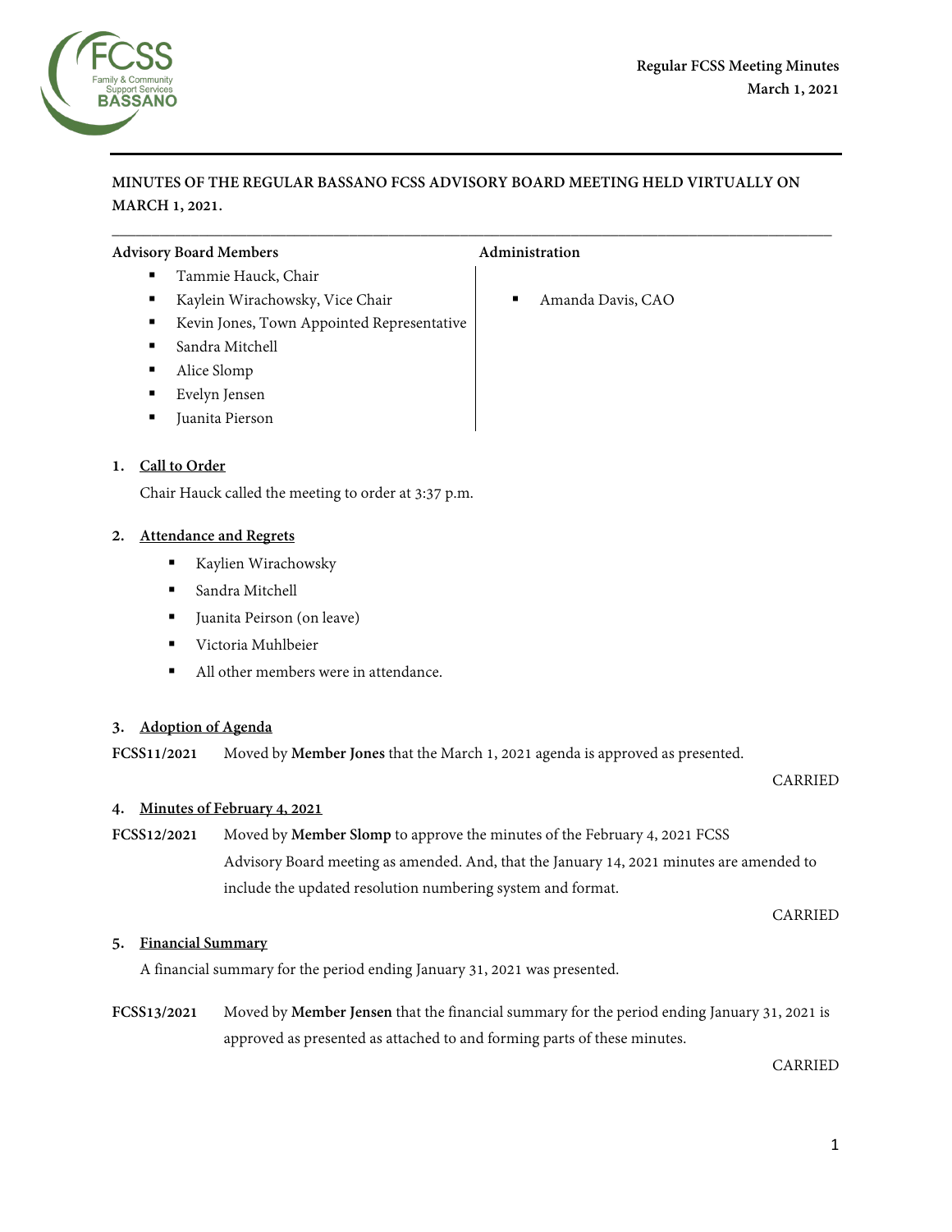# MINUTES OF THE REGULAR BASSANO FCSS ADVISORY BOARD MEETING HELD VIRTUALLY ON MARCH 1, 2021.

**Advisory Board Members**

- Tammie Hauck, Chair
- Kaylein Wirachowsky, Vice Chair
- Kevin Jones, Town Appointed Representative
- Sandra Mitchell
- Alice Slomp
- Evelyn Jensen
- Juanita Pierson

**Administration**

- Amanda Davis, CAO

## 1. Call to Order

Chair Hauck called the meeting to order at 3:37 p.m.

## 2. Attendance and Regrets

- Kaylien Wirachowsky
- Sandra Mitchell
- Juanita Peirson (on leave)
- Victoria Muhlbeier
- All other members were in attendance.

## 3. Adoption of Agenda

**FCSS11/2021** Moved by **Member Jones** that the March 1, 2021 agenda is approved as presented.

CARRIED

## 4. Minutes of February 4, 2021

**FCSS12/2021** Moved by **Member Slomp** to approve the minutes of the February 4, 2021 FCSS Advisory Board meeting as amended. And, that the January 14, 2021 minutes are amended to include the updated resolution numbering system and format.

CARRIED

## 5. Financial Summary

A financial summary for the period ending January 31, 2021 was presented.

**FCSS13/2021** Moved by **Member Jensen** that the financial summary for the period ending January 31, 2021 is approved as presented as attached to and forming parts of these minutes.

CARRIED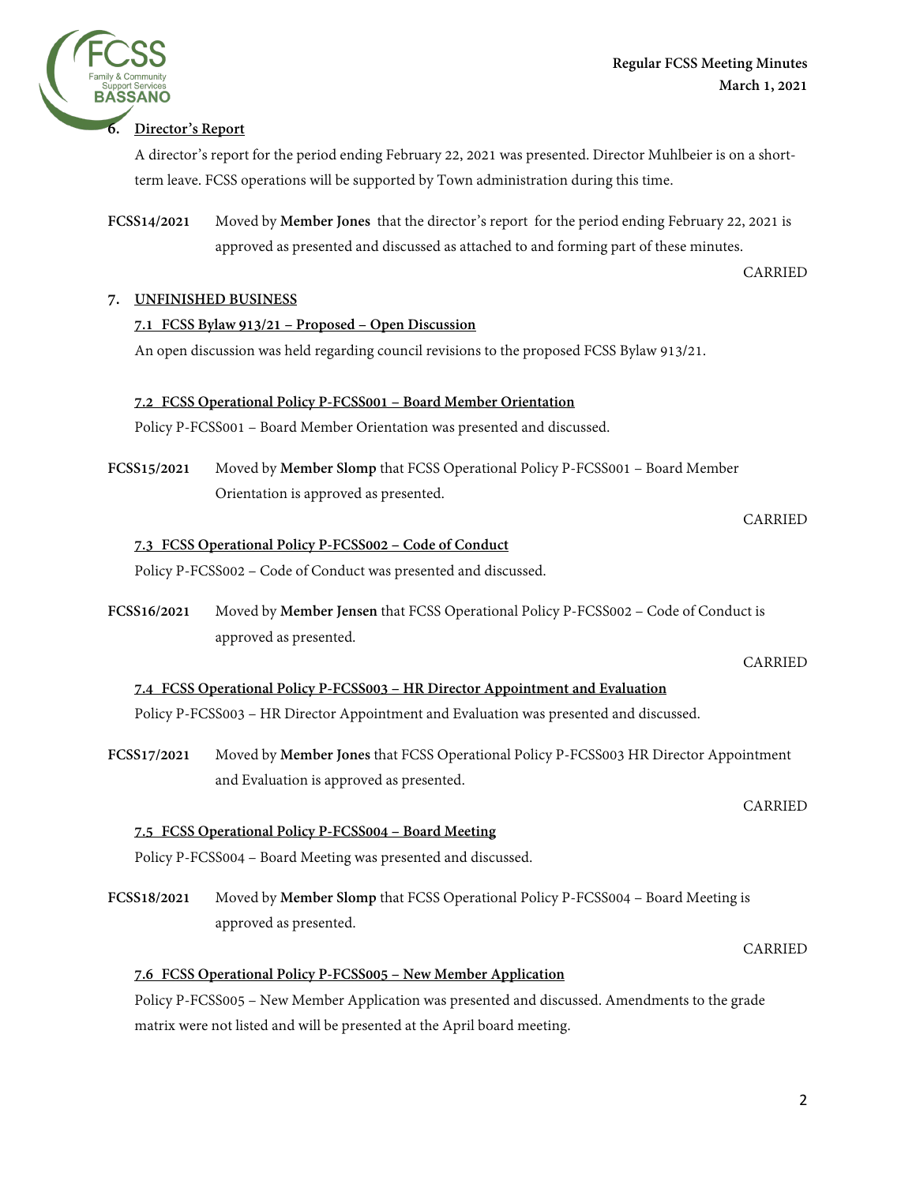## 6. Director's Report

A director's report for the period ending February 22, 2021 was presented. Director Muhlbeier is on a short-term leave. FCSS operations will be supported by Town administration during this time.

**FCSS14/2021** Moved by **Member Jones** that the director's report for the period ending February 22, 2021 is approved as presented and discussed as attached to and forming part of these minutes.

CARRIED

## 7. UNFINISHED BUSINESS

### 7.1 FCSS Bylaw 913/21 – Proposed – Open Discussion

An open discussion was held regarding council revisions to the proposed FCSS Bylaw 913/21.

### 7.2 FCSS Operational Policy P-FCSS001 – Board Member Orientation

Policy P-FCSS001 – Board Member Orientation was presented and discussed.

**FCSS15/2021** Moved by **Member Slomp** that FCSS Operational Policy P-FCSS001 – Board Member Orientation is approved as presented.

CARRIED

### 7.3 FCSS Operational Policy P-FCSS002 – Code of Conduct

Policy P-FCSS002 – Code of Conduct was presented and discussed.

**FCSS16/2021** Moved by **Member Jensen** that FCSS Operational Policy P-FCSS002 – Code of Conduct is approved as presented.

CARRIED

### 7.4 FCSS Operational Policy P-FCSS003 – HR Director Appointment and Evaluation

Policy P-FCSS003 – HR Director Appointment and Evaluation was presented and discussed.

**FCSS17/2021** Moved by **Member Jones** that FCSS Operational Policy P-FCSS003 HR Director Appointment and Evaluation is approved as presented.

CARRIED

### 7.5 FCSS Operational Policy P-FCSS004 – Board Meeting

Policy P-FCSS004 – Board Meeting was presented and discussed.

**FCSS18/2021** Moved by **Member Slomp** that FCSS Operational Policy P-FCSS004 – Board Meeting is approved as presented.

CARRIED

### 7.6 FCSS Operational Policy P-FCSS005 – New Member Application

Policy P-FCSS005 – New Member Application was presented and discussed. Amendments to the grade matrix were not listed and will be presented at the April board meeting.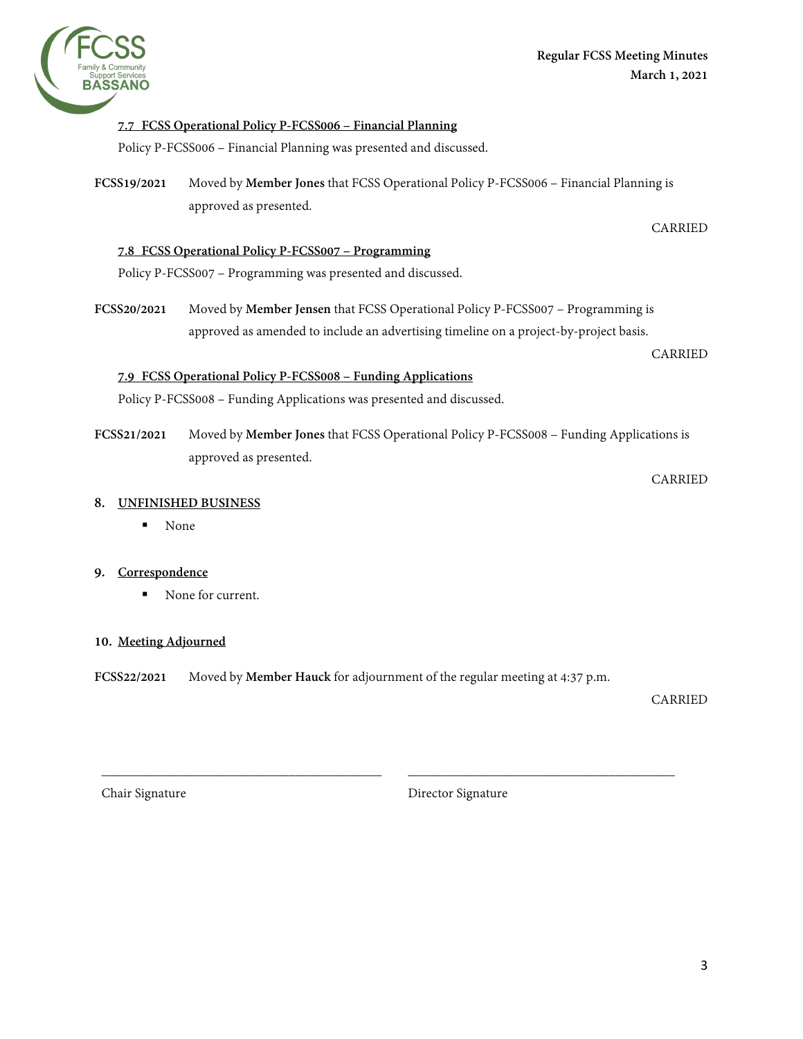### 7.7 FCSS Operational Policy P-FCSS006 – Financial Planning

Policy P-FCSS006 – Financial Planning was presented and discussed.

**FCSS19/2021** Moved by **Member Jones** that FCSS Operational Policy P-FCSS006 – Financial Planning is approved as presented.

CARRIED

### 7.8 FCSS Operational Policy P-FCSS007 – Programming

Policy P-FCSS007 – Programming was presented and discussed.

**FCSS20/2021** Moved by **Member Jensen** that FCSS Operational Policy P-FCSS007 – Programming is approved as amended to include an advertising timeline on a project-by-project basis.

CARRIED

### 7.9 FCSS Operational Policy P-FCSS008 – Funding Applications

Policy P-FCSS008 – Funding Applications was presented and discussed.

**FCSS21/2021** Moved by **Member Jones** that FCSS Operational Policy P-FCSS008 – Funding Applications is approved as presented.

CARRIED

## 8. UNFINISHED BUSINESS

- None

## 9. Correspondence

- None for current.

## 10. Meeting Adjourned

**FCSS22/2021** Moved by **Member Hauck** for adjournment of the regular meeting at 4:37 p.m.

CARRIED

\_\_\_\_\_\_\_\_\_\_\_\_\_\_\_\_\_\_\_\_\_\_\_\_\_\_\_\_\_\_\_\_\_\_\_\_\_\_\_\_

Chair Signature

\_\_\_\_\_\_\_\_\_\_\_\_\_\_\_\_\_\_\_\_\_\_\_\_\_\_\_\_\_\_\_\_\_\_\_\_\_\_\_\_

Director Signature